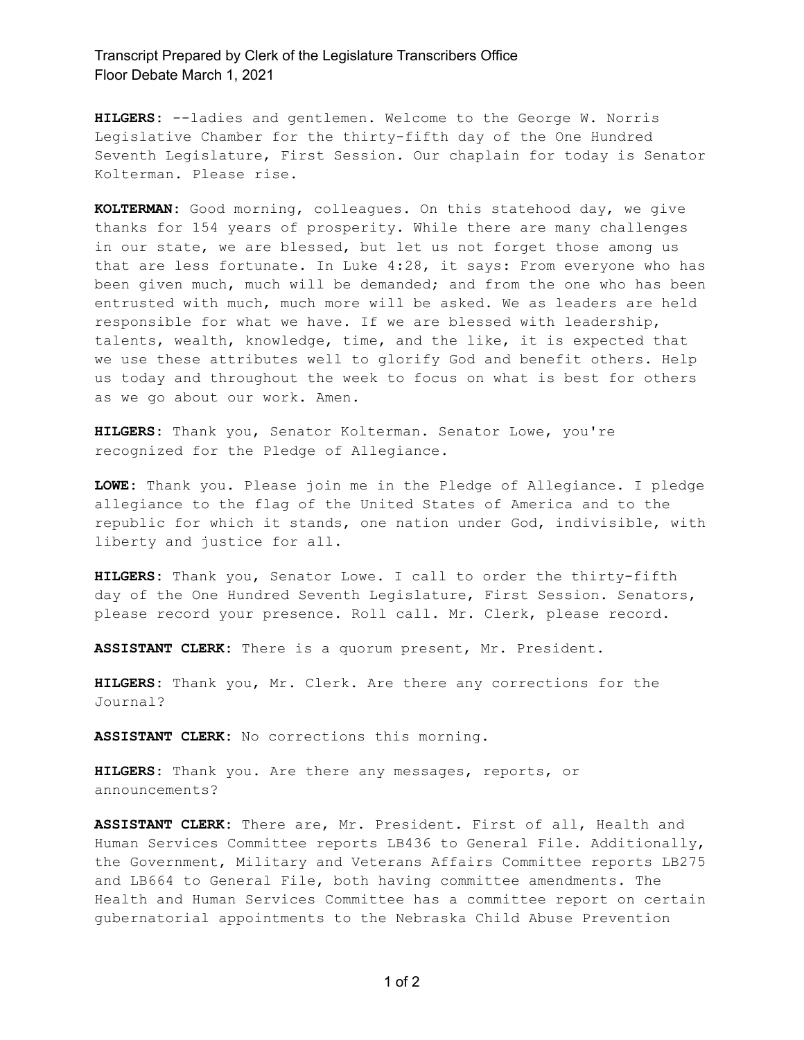Transcript Prepared by Clerk of the Legislature Transcribers Office
Floor Debate March 1, 2021

**HILGERS:** --ladies and gentlemen. Welcome to the George W. Norris Legislative Chamber for the thirty-fifth day of the One Hundred Seventh Legislature, First Session. Our chaplain for today is Senator Kolterman. Please rise.

**KOLTERMAN:** Good morning, colleagues. On this statehood day, we give thanks for 154 years of prosperity. While there are many challenges in our state, we are blessed, but let us not forget those among us that are less fortunate. In Luke 4:28, it says: From everyone who has been given much, much will be demanded; and from the one who has been entrusted with much, much more will be asked. We as leaders are held responsible for what we have. If we are blessed with leadership, talents, wealth, knowledge, time, and the like, it is expected that we use these attributes well to glorify God and benefit others. Help us today and throughout the week to focus on what is best for others as we go about our work. Amen.

**HILGERS:** Thank you, Senator Kolterman. Senator Lowe, you're recognized for the Pledge of Allegiance.

**LOWE:** Thank you. Please join me in the Pledge of Allegiance. I pledge allegiance to the flag of the United States of America and to the republic for which it stands, one nation under God, indivisible, with liberty and justice for all.

**HILGERS:** Thank you, Senator Lowe. I call to order the thirty-fifth day of the One Hundred Seventh Legislature, First Session. Senators, please record your presence. Roll call. Mr. Clerk, please record.

**ASSISTANT CLERK:** There is a quorum present, Mr. President.

**HILGERS:** Thank you, Mr. Clerk. Are there any corrections for the Journal?

**ASSISTANT CLERK:** No corrections this morning.

**HILGERS:** Thank you. Are there any messages, reports, or announcements?

**ASSISTANT CLERK:** There are, Mr. President. First of all, Health and Human Services Committee reports LB436 to General File. Additionally, the Government, Military and Veterans Affairs Committee reports LB275 and LB664 to General File, both having committee amendments. The Health and Human Services Committee has a committee report on certain gubernatorial appointments to the Nebraska Child Abuse Prevention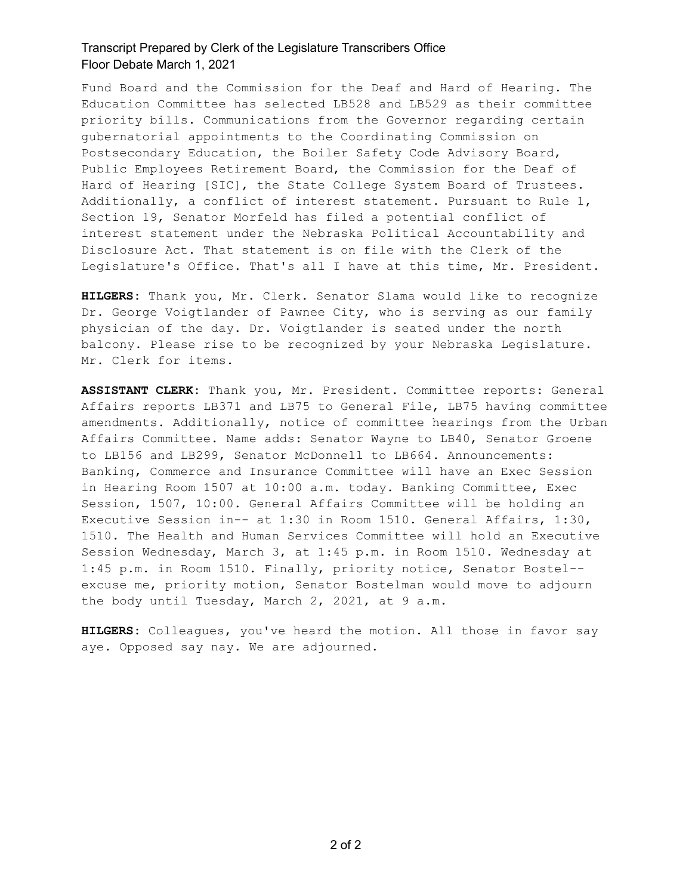Fund Board and the Commission for the Deaf and Hard of Hearing. The Education Committee has selected LB528 and LB529 as their committee priority bills. Communications from the Governor regarding certain gubernatorial appointments to the Coordinating Commission on Postsecondary Education, the Boiler Safety Code Advisory Board, Public Employees Retirement Board, the Commission for the Deaf of Hard of Hearing [SIC], the State College System Board of Trustees. Additionally, a conflict of interest statement. Pursuant to Rule 1, Section 19, Senator Morfeld has filed a potential conflict of interest statement under the Nebraska Political Accountability and Disclosure Act. That statement is on file with the Clerk of the Legislature's Office. That's all I have at this time, Mr. President.

**HILGERS:** Thank you, Mr. Clerk. Senator Slama would like to recognize Dr. George Voigtlander of Pawnee City, who is serving as our family physician of the day. Dr. Voigtlander is seated under the north balcony. Please rise to be recognized by your Nebraska Legislature. Mr. Clerk for items.

**ASSISTANT CLERK:** Thank you, Mr. President. Committee reports: General Affairs reports LB371 and LB75 to General File, LB75 having committee amendments. Additionally, notice of committee hearings from the Urban Affairs Committee. Name adds: Senator Wayne to LB40, Senator Groene to LB156 and LB299, Senator McDonnell to LB664. Announcements: Banking, Commerce and Insurance Committee will have an Exec Session in Hearing Room 1507 at 10:00 a.m. today. Banking Committee, Exec Session, 1507, 10:00. General Affairs Committee will be holding an Executive Session in-- at 1:30 in Room 1510. General Affairs, 1:30, 1510. The Health and Human Services Committee will hold an Executive Session Wednesday, March 3, at 1:45 p.m. in Room 1510. Wednesday at 1:45 p.m. in Room 1510. Finally, priority notice, Senator Bostel-- excuse me, priority motion, Senator Bostelman would move to adjourn the body until Tuesday, March 2, 2021, at 9 a.m.

**HILGERS:** Colleagues, you've heard the motion. All those in favor say aye. Opposed say nay. We are adjourned.